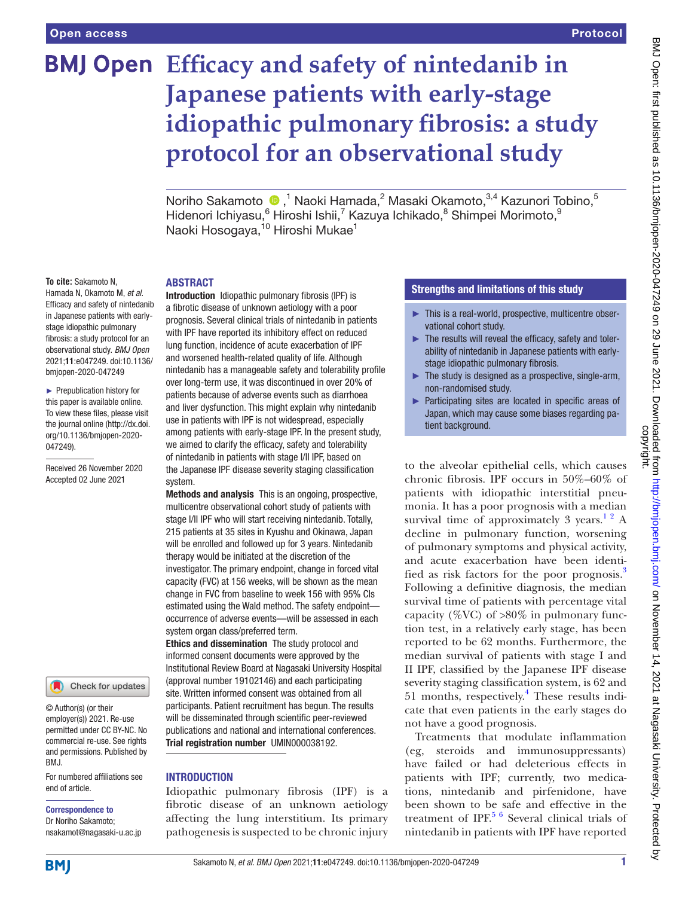# Efficacy and safety of nintedanib in Japanese patients with early-stage idiopathic pulmonary fibrosis: a study protocol for an observational study

Noriho Sakamoto ,[1] Naoki Hamada,[2] Masaki Okamoto,[3,4] Kazunori Tobino,[5] Hidenori Ichiyasu,[6] Hiroshi Ishii,[7] Kazuya Ichikado,[8] Shimpei Morimoto,[9] Naoki Hosogaya,[10] Hiroshi Mukae[1]

**To cite:** Sakamoto N, Hamada N, Okamoto M, *et al.* Efficacy and safety of nintedanib in Japanese patients with early-stage idiopathic pulmonary fibrosis: a study protocol for an observational study. *BMJ Open* 2021;**11**:e047249. doi:10.1136/bmjopen-2020-047249

► Prepublication history for this paper is available online. To view these files, please visit the journal online (http://dx.doi.org/10.1136/bmjopen-2020-047249).

Received 26 November 2020
Accepted 02 June 2021

© Author(s) (or their employer(s)) 2021. Re-use permitted under CC BY-NC. No commercial re-use. See rights and permissions. Published by BMJ.

For numbered affiliations see end of article.

**Correspondence to**
Dr Noriho Sakamoto; nsakamot@nagasaki-u.ac.jp

## ABSTRACT

**Introduction** Idiopathic pulmonary fibrosis (IPF) is a fibrotic disease of unknown aetiology with a poor prognosis. Several clinical trials of nintedanib in patients with IPF have reported its inhibitory effect on reduced lung function, incidence of acute exacerbation of IPF and worsened health-related quality of life. Although nintedanib has a manageable safety and tolerability profile over long-term use, it was discontinued in over 20% of patients because of adverse events such as diarrhoea and liver dysfunction. This might explain why nintedanib use in patients with IPF is not widespread, especially among patients with early-stage IPF. In the present study, we aimed to clarify the efficacy, safety and tolerability of nintedanib in patients with stage I/II IPF, based on the Japanese IPF disease severity staging classification system.

**Methods and analysis** This is an ongoing, prospective, multicentre observational cohort study of patients with stage I/II IPF who will start receiving nintedanib. Totally, 215 patients at 35 sites in Kyushu and Okinawa, Japan will be enrolled and followed up for 3 years. Nintedanib therapy would be initiated at the discretion of the investigator. The primary endpoint, change in forced vital capacity (FVC) at 156 weeks, will be shown as the mean change in FVC from baseline to week 156 with 95% CIs estimated using the Wald method. The safety endpoint—occurrence of adverse events—will be assessed in each system organ class/preferred term.

**Ethics and dissemination** The study protocol and informed consent documents were approved by the Institutional Review Board at Nagasaki University Hospital (approval number 19102146) and each participating site. Written informed consent was obtained from all participants. Patient recruitment has begun. The results will be disseminated through scientific peer-reviewed publications and national and international conferences.

**Trial registration number** UMIN000038192.

## Strengths and limitations of this study

- ► This is a real-world, prospective, multicentre observational cohort study.
- ► The results will reveal the efficacy, safety and tolerability of nintedanib in Japanese patients with early-stage idiopathic pulmonary fibrosis.
- ► The study is designed as a prospective, single-arm, non-randomised study.
- ► Participating sites are located in specific areas of Japan, which may cause some biases regarding patient background.

## INTRODUCTION

Idiopathic pulmonary fibrosis (IPF) is a fibrotic disease of an unknown aetiology affecting the lung interstitium. Its primary pathogenesis is suspected to be chronic injury to the alveolar epithelial cells, which causes chronic fibrosis. IPF occurs in 50%–60% of patients with idiopathic interstitial pneumonia. It has a poor prognosis with a median survival time of approximately 3 years.[1,2] A decline in pulmonary function, worsening of pulmonary symptoms and physical activity, and acute exacerbation have been identified as risk factors for the poor prognosis.[3] Following a definitive diagnosis, the median survival time of patients with percentage vital capacity (%VC) of >80% in pulmonary function test, in a relatively early stage, has been reported to be 62 months. Furthermore, the median survival of patients with stage I and II IPF, classified by the Japanese IPF disease severity staging classification system, is 62 and 51 months, respectively.[4] These results indicate that even patients in the early stages do not have a good prognosis.

Treatments that modulate inflammation (eg, steroids and immunosuppressants) have failed or had deleterious effects in patients with IPF; currently, two medications, nintedanib and pirfenidone, have been shown to be safe and effective in the treatment of IPF.[5,6] Several clinical trials of nintedanib in patients with IPF have reported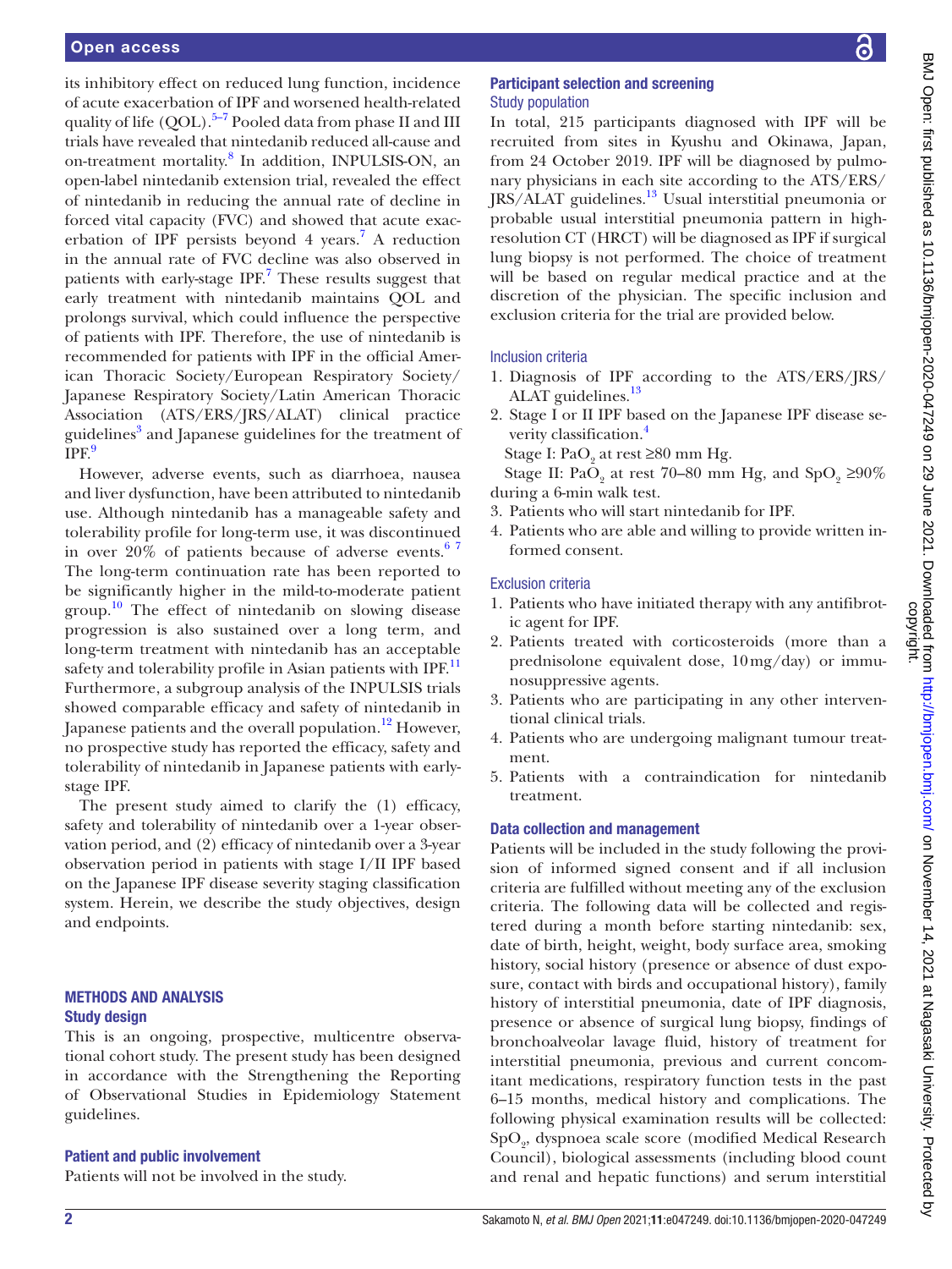its inhibitory effect on reduced lung function, incidence of acute exacerbation of IPF and worsened health-related quality of life (QOL).[5–7] Pooled data from phase II and III trials have revealed that nintedanib reduced all-cause and on-treatment mortality.[8] In addition, INPULSIS-ON, an open-label nintedanib extension trial, revealed the effect of nintedanib in reducing the annual rate of decline in forced vital capacity (FVC) and showed that acute exacerbation of IPF persists beyond 4 years.[7] A reduction in the annual rate of FVC decline was also observed in patients with early-stage IPF.[7] These results suggest that early treatment with nintedanib maintains QOL and prolongs survival, which could influence the perspective of patients with IPF. Therefore, the use of nintedanib is recommended for patients with IPF in the official American Thoracic Society/European Respiratory Society/Japanese Respiratory Society/Latin American Thoracic Association (ATS/ERS/JRS/ALAT) clinical practice guidelines[3] and Japanese guidelines for the treatment of IPF.[9]

However, adverse events, such as diarrhoea, nausea and liver dysfunction, have been attributed to nintedanib use. Although nintedanib has a manageable safety and tolerability profile for long-term use, it was discontinued in over 20% of patients because of adverse events.[6 7] The long-term continuation rate has been reported to be significantly higher in the mild-to-moderate patient group.[10] The effect of nintedanib on slowing disease progression is also sustained over a long term, and long-term treatment with nintedanib has an acceptable safety and tolerability profile in Asian patients with IPF.[11] Furthermore, a subgroup analysis of the INPULSIS trials showed comparable efficacy and safety of nintedanib in Japanese patients and the overall population.[12] However, no prospective study has reported the efficacy, safety and tolerability of nintedanib in Japanese patients with early-stage IPF.

The present study aimed to clarify the (1) efficacy, safety and tolerability of nintedanib over a 1-year observation period, and (2) efficacy of nintedanib over a 3-year observation period in patients with stage I/II IPF based on the Japanese IPF disease severity staging classification system. Herein, we describe the study objectives, design and endpoints.

## METHODS AND ANALYSIS

### Study design

This is an ongoing, prospective, multicentre observational cohort study. The present study has been designed in accordance with the Strengthening the Reporting of Observational Studies in Epidemiology Statement guidelines.

### Patient and public involvement

Patients will not be involved in the study.

### Participant selection and screening

#### Study population

In total, 215 participants diagnosed with IPF will be recruited from sites in Kyushu and Okinawa, Japan, from 24 October 2019. IPF will be diagnosed by pulmonary physicians in each site according to the ATS/ERS/JRS/ALAT guidelines.[13] Usual interstitial pneumonia or probable usual interstitial pneumonia pattern in high-resolution CT (HRCT) will be diagnosed as IPF if surgical lung biopsy is not performed. The choice of treatment will be based on regular medical practice and at the discretion of the physician. The specific inclusion and exclusion criteria for the trial are provided below.

#### Inclusion criteria

1. Diagnosis of IPF according to the ATS/ERS/JRS/ALAT guidelines.[13]
2. Stage I or II IPF based on the Japanese IPF disease severity classification.[4]
   Stage I: $PaO_2$ at rest ≥80 mm Hg.
   Stage II: $PaO_2$ at rest 70–80 mm Hg, and $SpO_2$ ≥90% during a 6-min walk test.
3. Patients who will start nintedanib for IPF.
4. Patients who are able and willing to provide written informed consent.

#### Exclusion criteria

1. Patients who have initiated therapy with any antifibrotic agent for IPF.
2. Patients treated with corticosteroids (more than a prednisolone equivalent dose, 10 mg/day) or immunosuppressive agents.
3. Patients who are participating in any other interventional clinical trials.
4. Patients who are undergoing malignant tumour treatment.
5. Patients with a contraindication for nintedanib treatment.

### Data collection and management

Patients will be included in the study following the provision of informed signed consent and if all inclusion criteria are fulfilled without meeting any of the exclusion criteria. The following data will be collected and registered during a month before starting nintedanib: sex, date of birth, height, weight, body surface area, smoking history, social history (presence or absence of dust exposure, contact with birds and occupational history), family history of interstitial pneumonia, date of IPF diagnosis, presence or absence of surgical lung biopsy, findings of bronchoalveolar lavage fluid, history of treatment for interstitial pneumonia, previous and current concomitant medications, respiratory function tests in the past 6–15 months, medical history and complications. The following physical examination results will be collected: $SpO_2$, dyspnoea scale score (modified Medical Research Council), biological assessments (including blood count and renal and hepatic functions) and serum interstitial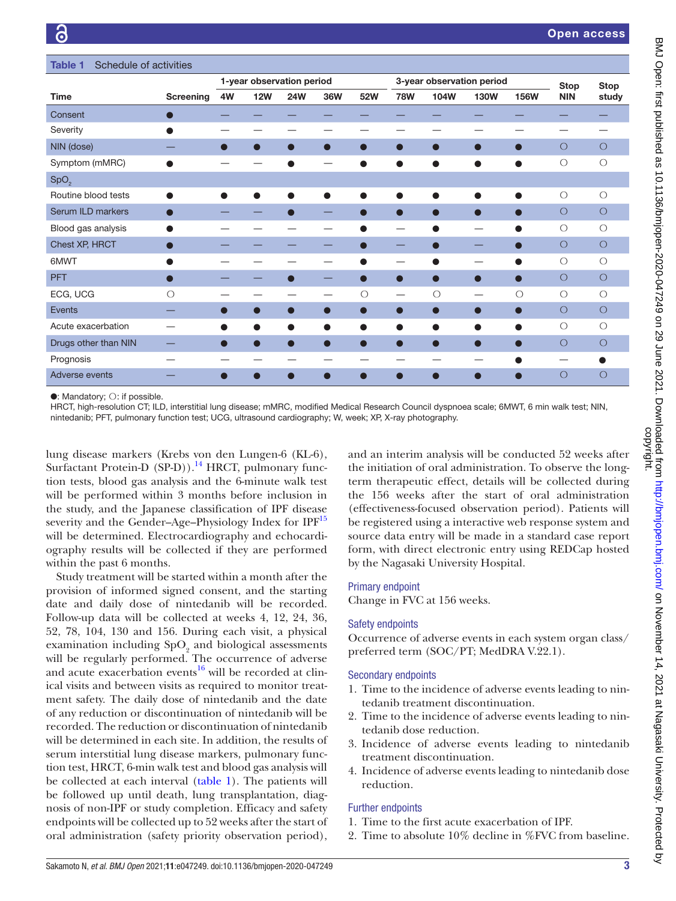**Table 1** Schedule of activities

| Time | Screening | 1-year observation period | | | | | 3-year observation period | | | | Stop NIN | Stop study |
|---|---|---|---|---|---|---|---|---|---|---|---|---|
| | | 4W | 12W | 24W | 36W | 52W | 78W | 104W | 130W | 156W | | |
| Consent | ● | — | — | — | — | — | — | — | — | — | — | — |
| Severity | ● | — | — | — | — | — | — | — | — | — | — | — |
| NIN (dose) | — | ● | ● | ● | ● | ● | ● | ● | ● | ● | ○ | ○ |
| Symptom (mMRC) | ● | — | — | ● | — | ● | ● | ● | ● | ● | ○ | ○ |
| $SpO_2$ | | | | | | | | | | | | |
| Routine blood tests | ● | ● | ● | ● | ● | ● | ● | ● | ● | ● | ○ | ○ |
| Serum ILD markers | ● | — | — | ● | — | ● | ● | ● | ● | ● | ○ | ○ |
| Blood gas analysis | ● | — | — | — | — | ● | — | ● | — | ● | ○ | ○ |
| Chest XP, HRCT | ● | — | — | — | — | ● | — | ● | — | ● | ○ | ○ |
| 6MWT | ● | — | — | — | — | ● | — | ● | — | ● | ○ | ○ |
| PFT | ● | — | — | ● | — | ● | ● | ● | ● | ● | ○ | ○ |
| ECG, UCG | ○ | — | — | — | — | ○ | — | ○ | — | ○ | ○ | ○ |
| Events | — | ● | ● | ● | ● | ● | ● | ● | ● | ● | ○ | ○ |
| Acute exacerbation | — | ● | ● | ● | ● | ● | ● | ● | ● | ● | ○ | ○ |
| Drugs other than NIN | — | ● | ● | ● | ● | ● | ● | ● | ● | ● | ○ | ○ |
| Prognosis | — | — | — | — | — | — | — | — | — | ● | — | ● |
| Adverse events | — | ● | ● | ● | ● | ● | ● | ● | ● | ● | ○ | ○ |

●: Mandatory; ○: if possible.
HRCT, high-resolution CT; ILD, interstitial lung disease; mMRC, modified Medical Research Council dyspnoea scale; 6MWT, 6 min walk test; NIN, nintedanib; PFT, pulmonary function test; UCG, ultrasound cardiography; W, week; XP, X-ray photography.

lung disease markers (Krebs von den Lungen-6 (KL-6), Surfactant Protein-D (SP-D)).[14] HRCT, pulmonary function tests, blood gas analysis and the 6-minute walk test will be performed within 3 months before inclusion in the study, and the Japanese classification of IPF disease severity and the Gender–Age–Physiology Index for IPF[15] will be determined. Electrocardiography and echocardiography results will be collected if they are performed within the past 6 months.

Study treatment will be started within a month after the provision of informed signed consent, and the starting date and daily dose of nintedanib will be recorded. Follow-up data will be collected at weeks 4, 12, 24, 36, 52, 78, 104, 130 and 156. During each visit, a physical examination including $SpO_2$ and biological assessments will be regularly performed. The occurrence of adverse and acute exacerbation events[16] will be recorded at clinical visits and between visits as required to monitor treatment safety. The daily dose of nintedanib and the date of any reduction or discontinuation of nintedanib will be recorded. The reduction or discontinuation of nintedanib will be determined in each site. In addition, the results of serum interstitial lung disease markers, pulmonary function test, HRCT, 6-min walk test and blood gas analysis will be collected at each interval (table 1). The patients will be followed up until death, lung transplantation, diagnosis of non-IPF or study completion. Efficacy and safety endpoints will be collected up to 52 weeks after the start of oral administration (safety priority observation period), and an interim analysis will be conducted 52 weeks after the initiation of oral administration. To observe the long-term therapeutic effect, details will be collected during the 156 weeks after the start of oral administration (effectiveness-focused observation period). Patients will be registered using a interactive web response system and source data entry will be made in a standard case report form, with direct electronic entry using REDCap hosted by the Nagasaki University Hospital.

### Primary endpoint

Change in FVC at 156 weeks.

### Safety endpoints

Occurrence of adverse events in each system organ class/preferred term (SOC/PT; MedDRA V.22.1).

### Secondary endpoints

1. Time to the incidence of adverse events leading to nintedanib treatment discontinuation.
2. Time to the incidence of adverse events leading to nintedanib dose reduction.
3. Incidence of adverse events leading to nintedanib treatment discontinuation.
4. Incidence of adverse events leading to nintedanib dose reduction.

### Further endpoints

1. Time to the first acute exacerbation of IPF.
2. Time to absolute 10% decline in %FVC from baseline.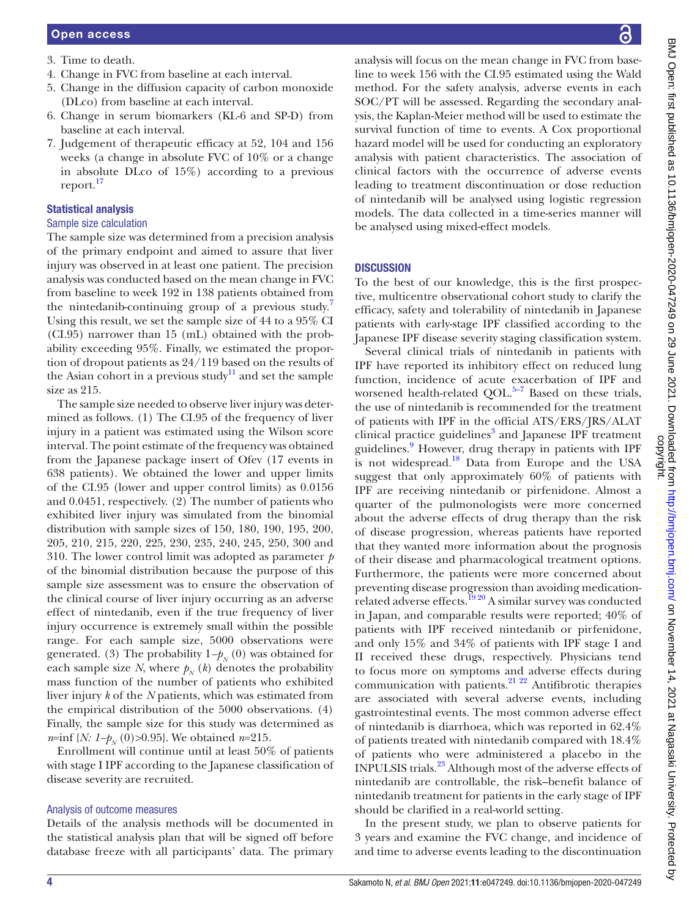3. Time to death.
4. Change in FVC from baseline at each interval.
5. Change in the diffusion capacity of carbon monoxide (DLco) from baseline at each interval.
6. Change in serum biomarkers (KL-6 and SP-D) from baseline at each interval.
7. Judgement of therapeutic efficacy at 52, 104 and 156 weeks (a change in absolute FVC of 10% or a change in absolute DLco of 15%) according to a previous report.[17]

## Statistical analysis

### Sample size calculation

The sample size was determined from a precision analysis of the primary endpoint and aimed to assure that liver injury was observed in at least one patient. The precision analysis was conducted based on the mean change in FVC from baseline to week 192 in 138 patients obtained from the nintedanib-continuing group of a previous study.[7] Using this result, we set the sample size of 44 to a 95% CI (CI.95) narrower than 15 (mL) obtained with the probability exceeding 95%. Finally, we estimated the proportion of dropout patients as 24/119 based on the results of the Asian cohort in a previous study[11] and set the sample size as 215.

The sample size needed to observe liver injury was determined as follows. (1) The CI.95 of the frequency of liver injury in a patient was estimated using the Wilson score interval. The point estimate of the frequency was obtained from the Japanese package insert of Ofev (17 events in 638 patients). We obtained the lower and upper limits of the CI.95 (lower and upper control limits) as 0.0156 and 0.0451, respectively. (2) The number of patients who exhibited liver injury was simulated from the binomial distribution with sample sizes of 150, 180, 190, 195, 200, 205, 210, 215, 220, 225, 230, 235, 240, 245, 250, 300 and 310. The lower control limit was adopted as parameter $p$ of the binomial distribution because the purpose of this sample size assessment was to ensure the observation of the clinical course of liver injury occurring as an adverse effect of nintedanib, even if the true frequency of liver injury occurrence is extremely small within the possible range. For each sample size, 5000 observations were generated. (3) The probability $1-p_N(0)$ was obtained for each sample size $N$, where $p_N(k)$ denotes the probability mass function of the number of patients who exhibited liver injury $k$ of the $N$ patients, which was estimated from the empirical distribution of the 5000 observations. (4) Finally, the sample size for this study was determined as $n=\inf\{N: 1-p_N(0)>0.95\}$. We obtained $n=215$.

Enrollment will continue until at least 50% of patients with stage I IPF according to the Japanese classification of disease severity are recruited.

### Analysis of outcome measures

Details of the analysis methods will be documented in the statistical analysis plan that will be signed off before database freeze with all participants' data. The primary analysis will focus on the mean change in FVC from baseline to week 156 with the CI.95 estimated using the Wald method. For the safety analysis, adverse events in each SOC/PT will be assessed. Regarding the secondary analysis, the Kaplan-Meier method will be used to estimate the survival function of time to events. A Cox proportional hazard model will be used for conducting an exploratory analysis with patient characteristics. The association of clinical factors with the occurrence of adverse events leading to treatment discontinuation or dose reduction of nintedanib will be analysed using logistic regression models. The data collected in a time-series manner will be analysed using mixed-effect models.

## DISCUSSION

To the best of our knowledge, this is the first prospective, multicentre observational cohort study to clarify the efficacy, safety and tolerability of nintedanib in Japanese patients with early-stage IPF classified according to the Japanese IPF disease severity staging classification system.

Several clinical trials of nintedanib in patients with IPF have reported its inhibitory effect on reduced lung function, incidence of acute exacerbation of IPF and worsened health-related QOL.[5–7] Based on these trials, the use of nintedanib is recommended for the treatment of patients with IPF in the official ATS/ERS/JRS/ALAT clinical practice guidelines[3] and Japanese IPF treatment guidelines.[9] However, drug therapy in patients with IPF is not widespread.[18] Data from Europe and the USA suggest that only approximately 60% of patients with IPF are receiving nintedanib or pirfenidone. Almost a quarter of the pulmonologists were more concerned about the adverse effects of drug therapy than the risk of disease progression, whereas patients have reported that they wanted more information about the prognosis of their disease and pharmacological treatment options. Furthermore, the patients were more concerned about preventing disease progression than avoiding medication-related adverse effects.[19 20] A similar survey was conducted in Japan, and comparable results were reported; 40% of patients with IPF received nintedanib or pirfenidone, and only 15% and 34% of patients with IPF stage I and II received these drugs, respectively. Physicians tend to focus more on symptoms and adverse effects during communication with patients.[21 22] Antifibrotic therapies are associated with several adverse events, including gastrointestinal events. The most common adverse effect of nintedanib is diarrhoea, which was reported in 62.4% of patients treated with nintedanib compared with 18.4% of patients who were administered a placebo in the INPULSIS trials.[23] Although most of the adverse effects of nintedanib are controllable, the risk–benefit balance of nintedanib treatment for patients in the early stage of IPF should be clarified in a real-world setting.

In the present study, we plan to observe patients for 3 years and examine the FVC change, and incidence of and time to adverse events leading to the discontinuation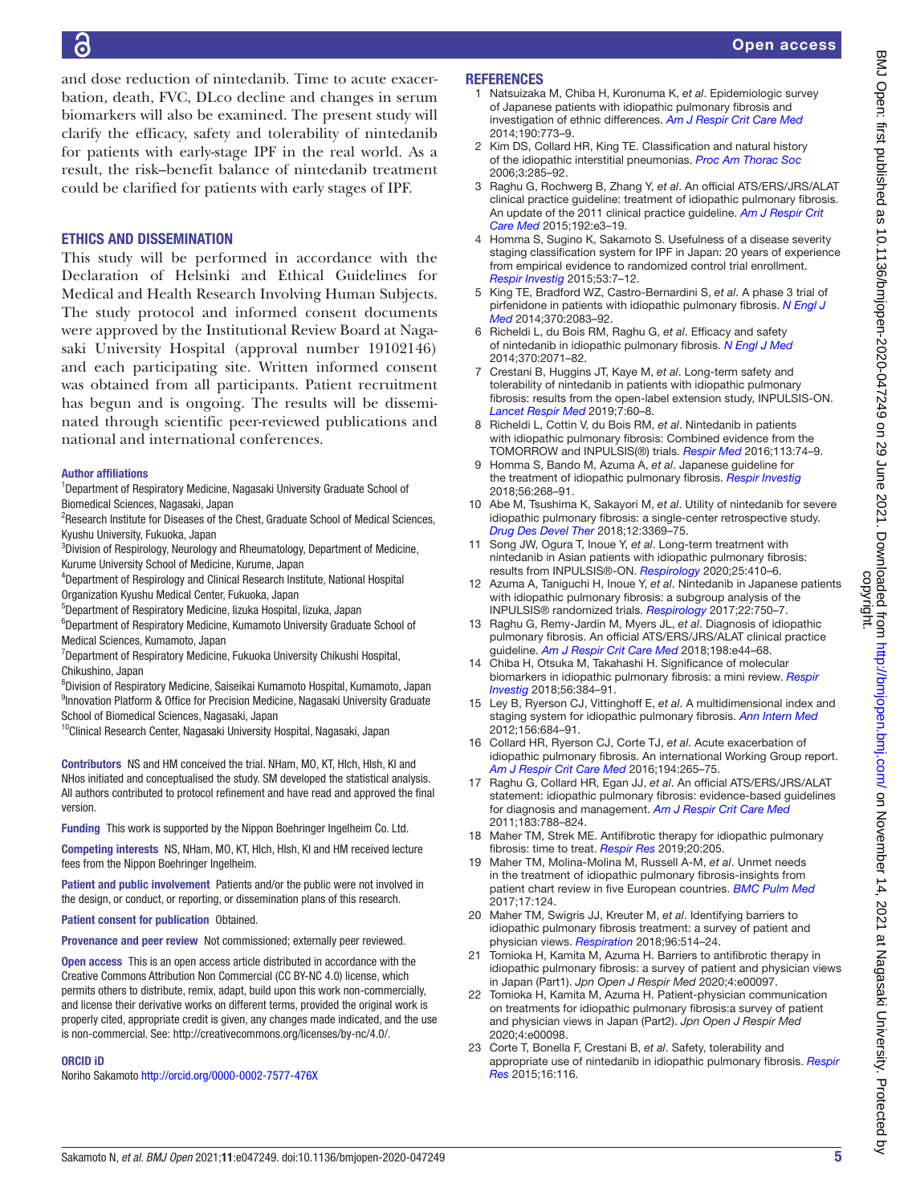and dose reduction of nintedanib. Time to acute exacerbation, death, FVC, DLco decline and changes in serum biomarkers will also be examined. The present study will clarify the efficacy, safety and tolerability of nintedanib for patients with early-stage IPF in the real world. As a result, the risk–benefit balance of nintedanib treatment could be clarified for patients with early stages of IPF.

## ETHICS AND DISSEMINATION

This study will be performed in accordance with the Declaration of Helsinki and Ethical Guidelines for Medical and Health Research Involving Human Subjects. The study protocol and informed consent documents were approved by the Institutional Review Board at Nagasaki University Hospital (approval number 19102146) and each participating site. Written informed consent was obtained from all participants. Patient recruitment has begun and is ongoing. The results will be disseminated through scientific peer-reviewed publications and national and international conferences.

### Author affiliations

[1]Department of Respiratory Medicine, Nagasaki University Graduate School of Biomedical Sciences, Nagasaki, Japan
[2]Research Institute for Diseases of the Chest, Graduate School of Medical Sciences, Kyushu University, Fukuoka, Japan
[3]Division of Respirology, Neurology and Rheumatology, Department of Medicine, Kurume University School of Medicine, Kurume, Japan
[4]Department of Respirology and Clinical Research Institute, National Hospital Organization Kyushu Medical Center, Fukuoka, Japan
[5]Department of Respiratory Medicine, Iizuka Hospital, Iizuka, Japan
[6]Department of Respiratory Medicine, Kumamoto University Graduate School of Medical Sciences, Kumamoto, Japan
[7]Department of Respiratory Medicine, Fukuoka University Chikushi Hospital, Chikushino, Japan
[8]Division of Respiratory Medicine, Saiseikai Kumamoto Hospital, Kumamoto, Japan
[9]Innovation Platform & Office for Precision Medicine, Nagasaki University Graduate School of Biomedical Sciences, Nagasaki, Japan
[10]Clinical Research Center, Nagasaki University Hospital, Nagasaki, Japan

**Contributors** NS and HM conceived the trial. NHam, MO, KT, HIch, HIsh, KI and NHos initiated and conceptualised the study. SM developed the statistical analysis. All authors contributed to protocol refinement and have read and approved the final version.

**Funding** This work is supported by the Nippon Boehringer Ingelheim Co. Ltd.

**Competing interests** NS, NHam, MO, KT, HIch, HIsh, KI and HM received lecture fees from the Nippon Boehringer Ingelheim.

**Patient and public involvement** Patients and/or the public were not involved in the design, or conduct, or reporting, or dissemination plans of this research.

**Patient consent for publication** Obtained.

**Provenance and peer review** Not commissioned; externally peer reviewed.

**Open access** This is an open access article distributed in accordance with the Creative Commons Attribution Non Commercial (CC BY-NC 4.0) license, which permits others to distribute, remix, adapt, build upon this work non-commercially, and license their derivative works on different terms, provided the original work is properly cited, appropriate credit is given, any changes made indicated, and the use is non-commercial. See: http://creativecommons.org/licenses/by-nc/4.0/.

### ORCID iD

Noriho Sakamoto http://orcid.org/0000-0002-7577-476X

## REFERENCES

1. Natsuizaka M, Chiba H, Kuronuma K, *et al*. Epidemiologic survey of Japanese patients with idiopathic pulmonary fibrosis and investigation of ethnic differences. *Am J Respir Crit Care Med* 2014;190:773–9.
2. Kim DS, Collard HR, King TE. Classification and natural history of the idiopathic interstitial pneumonias. *Proc Am Thorac Soc* 2006;3:285–92.
3. Raghu G, Rochwerg B, Zhang Y, *et al*. An official ATS/ERS/JRS/ALAT clinical practice guideline: treatment of idiopathic pulmonary fibrosis. An update of the 2011 clinical practice guideline. *Am J Respir Crit Care Med* 2015;192:e3–19.
4. Homma S, Sugino K, Sakamoto S. Usefulness of a disease severity staging classification system for IPF in Japan: 20 years of experience from empirical evidence to randomized control trial enrollment. *Respir Investig* 2015;53:7–12.
5. King TE, Bradford WZ, Castro-Bernardini S, *et al*. A phase 3 trial of pirfenidone in patients with idiopathic pulmonary fibrosis. *N Engl J Med* 2014;370:2083–92.
6. Richeldi L, du Bois RM, Raghu G, *et al*. Efficacy and safety of nintedanib in idiopathic pulmonary fibrosis. *N Engl J Med* 2014;370:2071–82.
7. Crestani B, Huggins JT, Kaye M, *et al*. Long-term safety and tolerability of nintedanib in patients with idiopathic pulmonary fibrosis: results from the open-label extension study, INPULSIS-ON. *Lancet Respir Med* 2019;7:60–8.
8. Richeldi L, Cottin V, du Bois RM, *et al*. Nintedanib in patients with idiopathic pulmonary fibrosis: Combined evidence from the TOMORROW and INPULSIS(®) trials. *Respir Med* 2016;113:74–9.
9. Homma S, Bando M, Azuma A, *et al*. Japanese guideline for the treatment of idiopathic pulmonary fibrosis. *Respir Investig* 2018;56:268–91.
10. Abe M, Tsushima K, Sakayori M, *et al*. Utility of nintedanib for severe idiopathic pulmonary fibrosis: a single-center retrospective study. *Drug Des Devel Ther* 2018;12:3369–75.
11. Song JW, Ogura T, Inoue Y, *et al*. Long-term treatment with nintedanib in Asian patients with idiopathic pulmonary fibrosis: results from INPULSIS®-ON. *Respirology* 2020;25:410–6.
12. Azuma A, Taniguchi H, Inoue Y, *et al*. Nintedanib in Japanese patients with idiopathic pulmonary fibrosis: a subgroup analysis of the INPULSIS® randomized trials. *Respirology* 2017;22:750–7.
13. Raghu G, Remy-Jardin M, Myers JL, *et al*. Diagnosis of idiopathic pulmonary fibrosis. An official ATS/ERS/JRS/ALAT clinical practice guideline. *Am J Respir Crit Care Med* 2018;198:e44–68.
14. Chiba H, Otsuka M, Takahashi H. Significance of molecular biomarkers in idiopathic pulmonary fibrosis: a mini review. *Respir Investig* 2018;56:384–91.
15. Ley B, Ryerson CJ, Vittinghoff E, *et al*. A multidimensional index and staging system for idiopathic pulmonary fibrosis. *Ann Intern Med* 2012;156:684–91.
16. Collard HR, Ryerson CJ, Corte TJ, *et al*. Acute exacerbation of idiopathic pulmonary fibrosis. An international Working Group report. *Am J Respir Crit Care Med* 2016;194:265–75.
17. Raghu G, Collard HR, Egan JJ, *et al*. An official ATS/ERS/JRS/ALAT statement: idiopathic pulmonary fibrosis: evidence-based guidelines for diagnosis and management. *Am J Respir Crit Care Med* 2011;183:788–824.
18. Maher TM, Strek ME. Antifibrotic therapy for idiopathic pulmonary fibrosis: time to treat. *Respir Res* 2019;20:205.
19. Maher TM, Molina-Molina M, Russell A-M, *et al*. Unmet needs in the treatment of idiopathic pulmonary fibrosis-insights from patient chart review in five European countries. *BMC Pulm Med* 2017;17:124.
20. Maher TM, Swigris JJ, Kreuter M, *et al*. Identifying barriers to idiopathic pulmonary fibrosis treatment: a survey of patient and physician views. *Respiration* 2018;96:514–24.
21. Tomioka H, Kamita M, Azuma H. Barriers to antifibrotic therapy in idiopathic pulmonary fibrosis: a survey of patient and physician views in Japan (Part1). *Jpn Open J Respir Med* 2020;4:e00097.
22. Tomioka H, Kamita M, Azuma H. Patient-physician communication on treatments for idiopathic pulmonary fibrosis:a survey of patient and physician views in Japan (Part2). *Jpn Open J Respir Med* 2020;4:e00098.
23. Corte T, Bonella F, Crestani B, *et al*. Safety, tolerability and appropriate use of nintedanib in idiopathic pulmonary fibrosis. *Respir Res* 2015;16:116.